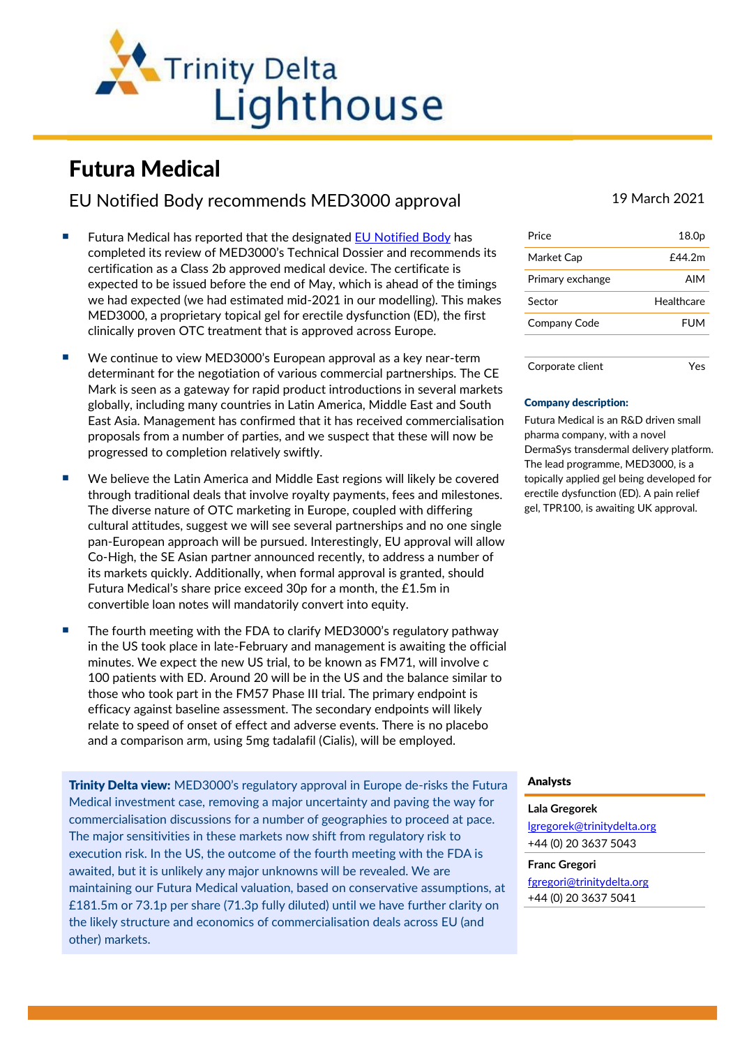# Futura Medical

## EU Notified Body recommends MED3000 approval

19 March 2021

- Futura Medical has reported that the designated EU Notified Body has completed its review of MED3000's Technical Dossier and recommends its certification as a Class 2b approved medical device. The certificate is expected to be issued before the end of May, which is ahead of the timings we had expected (we had estimated mid-2021 in our modelling). This makes MED3000, a proprietary topical gel for erectile dysfunction (ED), the first clinically proven OTC treatment that is approved across Europe.
- We continue to view MED3000's European approval as a key near-term determinant for the negotiation of various commercial partnerships. The CE Mark is seen as a gateway for rapid product introductions in several markets globally, including many countries in Latin America, Middle East and South East Asia. Management has confirmed that it has received commercialisation proposals from a number of parties, and we suspect that these will now be progressed to completion relatively swiftly.
- We believe the Latin America and Middle East regions will likely be covered through traditional deals that involve royalty payments, fees and milestones. The diverse nature of OTC marketing in Europe, coupled with differing cultural attitudes, suggest we will see several partnerships and no one single pan-European approach will be pursued. Interestingly, EU approval will allow Co-High, the SE Asian partner announced recently, to address a number of its markets quickly. Additionally, when formal approval is granted, should Futura Medical's share price exceed 30p for a month, the £1.5m in convertible loan notes will mandatorily convert into equity.
- The fourth meeting with the FDA to clarify MED3000's regulatory pathway in the US took place in late-February and management is awaiting the official minutes. We expect the new US trial, to be known as FM71, will involve c 100 patients with ED. Around 20 will be in the US and the balance similar to those who took part in the FM57 Phase III trial. The primary endpoint is efficacy against baseline assessment. The secondary endpoints will likely relate to speed of onset of effect and adverse events. There is no placebo and a comparison arm, using 5mg tadalafil (Cialis), will be employed.

**Trinity Delta view:** MED3000's regulatory approval in Europe de-risks the Futura Medical investment case, removing a major uncertainty and paving the way for commercialisation discussions for a number of geographies to proceed at pace. The major sensitivities in these markets now shift from regulatory risk to execution risk. In the US, the outcome of the fourth meeting with the FDA is awaited, but it is unlikely any major unknowns will be revealed. We are maintaining our Futura Medical valuation, based on conservative assumptions, at £181.5m or 73.1p per share (71.3p fully diluted) until we have further clarity on the likely structure and economics of commercialisation deals across EU (and other) markets.

| | |
|---|---|
| Price | 18.0p |
| Market Cap | £44.2m |
| Primary exchange | AIM |
| Sector | Healthcare |
| Company Code | FUM |
| Corporate client | Yes |

**Company description:**

Futura Medical is an R&D driven small pharma company, with a novel DermaSys transdermal delivery platform. The lead programme, MED3000, is a topically applied gel being developed for erectile dysfunction (ED). A pain relief gel, TPR100, is awaiting UK approval.

**Analysts**

**Lala Gregorek**
lgregorek@trinitydelta.org
+44 (0) 20 3637 5043

**Franc Gregori**
fgregori@trinitydelta.org
+44 (0) 20 3637 5041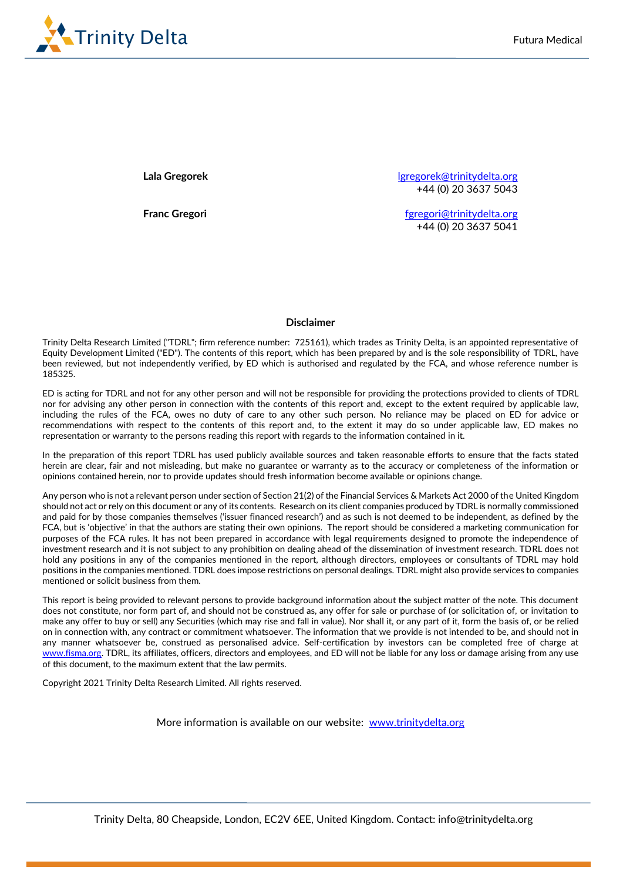**Lala Gregorek** lgregorek@trinitydelta.org
+44 (0) 20 3637 5043

**Franc Gregori** fgregori@trinitydelta.org
+44 (0) 20 3637 5041

**Disclaimer**

Trinity Delta Research Limited ("TDRL"; firm reference number: 725161), which trades as Trinity Delta, is an appointed representative of Equity Development Limited ("ED"). The contents of this report, which has been prepared by and is the sole responsibility of TDRL, have been reviewed, but not independently verified, by ED which is authorised and regulated by the FCA, and whose reference number is 185325.

ED is acting for TDRL and not for any other person and will not be responsible for providing the protections provided to clients of TDRL nor for advising any other person in connection with the contents of this report and, except to the extent required by applicable law, including the rules of the FCA, owes no duty of care to any other such person. No reliance may be placed on ED for advice or recommendations with respect to the contents of this report and, to the extent it may do so under applicable law, ED makes no representation or warranty to the persons reading this report with regards to the information contained in it.

In the preparation of this report TDRL has used publicly available sources and taken reasonable efforts to ensure that the facts stated herein are clear, fair and not misleading, but make no guarantee or warranty as to the accuracy or completeness of the information or opinions contained herein, nor to provide updates should fresh information become available or opinions change.

Any person who is not a relevant person under section of Section 21(2) of the Financial Services & Markets Act 2000 of the United Kingdom should not act or rely on this document or any of its contents. Research on its client companies produced by TDRL is normally commissioned and paid for by those companies themselves ('issuer financed research') and as such is not deemed to be independent, as defined by the FCA, but is 'objective' in that the authors are stating their own opinions. The report should be considered a marketing communication for purposes of the FCA rules. It has not been prepared in accordance with legal requirements designed to promote the independence of investment research and it is not subject to any prohibition on dealing ahead of the dissemination of investment research. TDRL does not hold any positions in any of the companies mentioned in the report, although directors, employees or consultants of TDRL may hold positions in the companies mentioned. TDRL does impose restrictions on personal dealings. TDRL might also provide services to companies mentioned or solicit business from them.

This report is being provided to relevant persons to provide background information about the subject matter of the note. This document does not constitute, nor form part of, and should not be construed as, any offer for sale or purchase of (or solicitation of, or invitation to make any offer to buy or sell) any Securities (which may rise and fall in value). Nor shall it, or any part of it, form the basis of, or be relied on in connection with, any contract or commitment whatsoever. The information that we provide is not intended to be, and should not in any manner whatsoever be, construed as personalised advice. Self-certification by investors can be completed free of charge at www.fisma.org. TDRL, its affiliates, officers, directors and employees, and ED will not be liable for any loss or damage arising from any use of this document, to the maximum extent that the law permits.

Copyright 2021 Trinity Delta Research Limited. All rights reserved.

More information is available on our website: www.trinitydelta.org

Trinity Delta, 80 Cheapside, London, EC2V 6EE, United Kingdom. Contact: info@trinitydelta.org